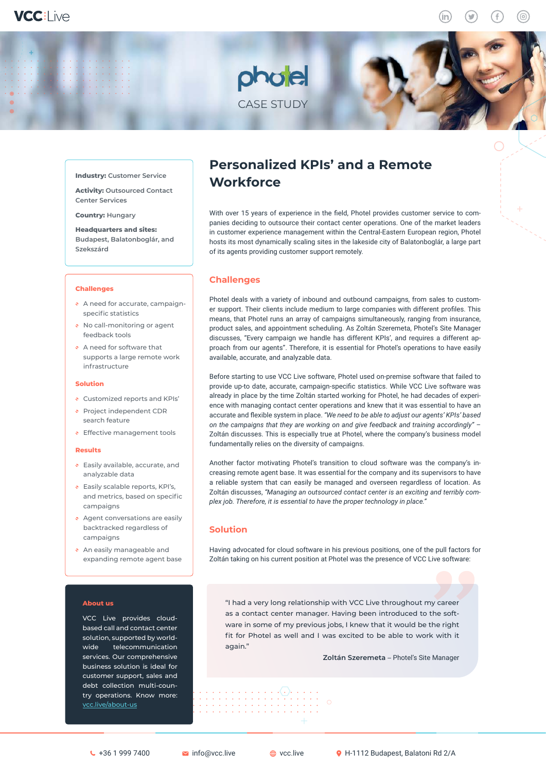photel

CASE STUDY

**Industry:** Customer Service

**Activity:** Outsourced Contact Center Services

**Country:** Hungary

**Headquarters and sites:** Budapest, Balatonboglár, and Szekszárd

**Challenges**

- A need for accurate, campaign-specific statistics
- No call-monitoring or agent feedback tools
- A need for software that supports a large remote work infrastructure

**Solution**

- Customized reports and KPIs'
- Project independent CDR search feature
- Effective management tools

**Results**

- Easily available, accurate, and analyzable data
- Easily scalable reports, KPI's, and metrics, based on specific campaigns
- Agent conversations are easily backtracked regardless of campaigns
- An easily manageable and expanding remote agent base

# Personalized KPIs' and a Remote Workforce

With over 15 years of experience in the field, Photel provides customer service to companies deciding to outsource their contact center operations. One of the market leaders in customer experience management within the Central-Eastern European region, Photel hosts its most dynamically scaling sites in the lakeside city of Balatonboglár, a large part of its agents providing customer support remotely.

## Challenges

Photel deals with a variety of inbound and outbound campaigns, from sales to customer support. Their clients include medium to large companies with different profiles. This means, that Photel runs an array of campaigns simultaneously, ranging from insurance, product sales, and appointment scheduling. As Zoltán Szeremeta, Photel's Site Manager discusses, "Every campaign we handle has different KPIs', and requires a different approach from our agents". Therefore, it is essential for Photel's operations to have easily available, accurate, and analyzable data.

Before starting to use VCC Live software, Photel used on-premise software that failed to provide up-to date, accurate, campaign-specific statistics. While VCC Live software was already in place by the time Zoltán started working for Photel, he had decades of experience with managing contact center operations and knew that it was essential to have an accurate and flexible system in place. *"We need to be able to adjust our agents' KPIs' based on the campaigns that they are working on and give feedback and training accordingly"* – Zoltán discusses. This is especially true at Photel, where the company's business model fundamentally relies on the diversity of campaigns.

Another factor motivating Photel's transition to cloud software was the company's increasing remote agent base. It was essential for the company and its supervisors to have a reliable system that can easily be managed and overseen regardless of location. As Zoltán discusses, *"Managing an outsourced contact center is an exciting and terribly complex job. Therefore, it is essential to have the proper technology in place."*

## Solution

Having advocated for cloud software in his previous positions, one of the pull factors for Zoltán taking on his current position at Photel was the presence of VCC Live software:

> "I had a very long relationship with VCC Live throughout my career as a contact center manager. Having been introduced to the software in some of my previous jobs, I knew that it would be the right fit for Photel as well and I was excited to be able to work with it again."
>
> **Zoltán Szeremeta** – Photel's Site Manager

**About us**

VCC Live provides cloud-based call and contact center solution, supported by world-wide telecommunication services. Our comprehensive business solution is ideal for customer support, sales and debt collection multi-country operations. Know more: vcc.live/about-us

+36 1 999 7400 | info@vcc.live | vcc.live | H-1112 Budapest, Balatoni Rd 2/A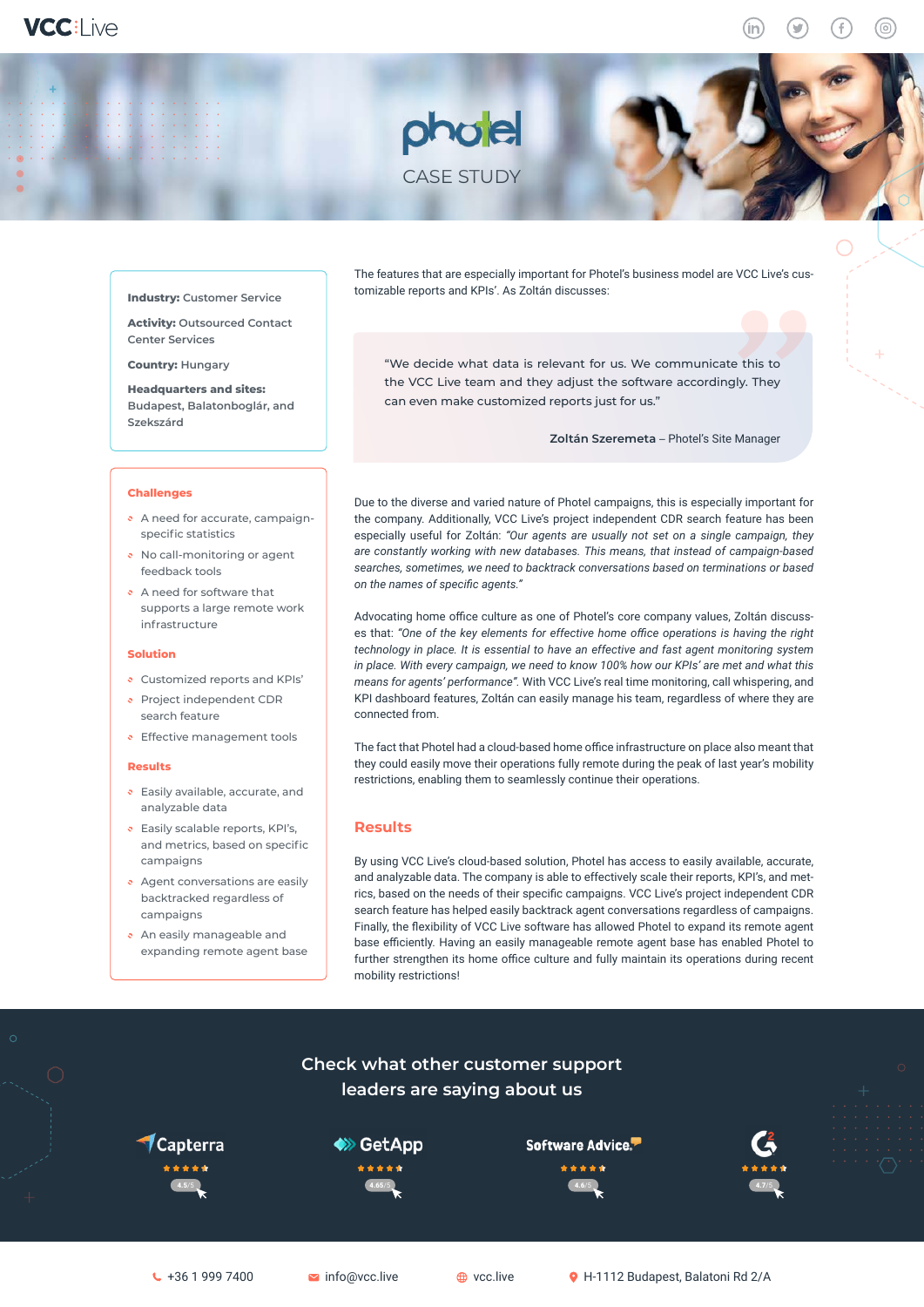VCC Live

photel

CASE STUDY

**Industry:** Customer Service

**Activity:** Outsourced Contact Center Services

**Country:** Hungary

**Headquarters and sites:** Budapest, Balatonboglár, and Szekszárd

### Challenges

- A need for accurate, campaign-specific statistics
- No call-monitoring or agent feedback tools
- A need for software that supports a large remote work infrastructure

### Solution

- Customized reports and KPIs'
- Project independent CDR search feature
- Effective management tools

### Results

- Easily available, accurate, and analyzable data
- Easily scalable reports, KPI's, and metrics, based on specific campaigns
- Agent conversations are easily backtracked regardless of campaigns
- An easily manageable and expanding remote agent base

The features that are especially important for Photel's business model are VCC Live's customizable reports and KPIs'. As Zoltán discusses:

> "We decide what data is relevant for us. We communicate this to the VCC Live team and they adjust the software accordingly. They can even make customized reports just for us."
>
> **Zoltán Szeremeta** – Photel's Site Manager

Due to the diverse and varied nature of Photel campaigns, this is especially important for the company. Additionally, VCC Live's project independent CDR search feature has been especially useful for Zoltán: *"Our agents are usually not set on a single campaign, they are constantly working with new databases. This means, that instead of campaign-based searches, sometimes, we need to backtrack conversations based on terminations or based on the names of specific agents."*

Advocating home office culture as one of Photel's core company values, Zoltán discusses that: *"One of the key elements for effective home office operations is having the right technology in place. It is essential to have an effective and fast agent monitoring system in place. With every campaign, we need to know 100% how our KPIs' are met and what this means for agents' performance".* With VCC Live's real time monitoring, call whispering, and KPI dashboard features, Zoltán can easily manage his team, regardless of where they are connected from.

The fact that Photel had a cloud-based home office infrastructure on place also meant that they could easily move their operations fully remote during the peak of last year's mobility restrictions, enabling them to seamlessly continue their operations.

## Results

By using VCC Live's cloud-based solution, Photel has access to easily available, accurate, and analyzable data. The company is able to effectively scale their reports, KPI's, and metrics, based on the needs of their specific campaigns. VCC Live's project independent CDR search feature has helped easily backtrack agent conversations regardless of campaigns. Finally, the flexibility of VCC Live software has allowed Photel to expand its remote agent base efficiently. Having an easily manageable remote agent base has enabled Photel to further strengthen its home office culture and fully maintain its operations during recent mobility restrictions!

## Check what other customer support leaders are saying about us

Capterra 4.5/5

GetApp 4.65/5

Software Advice 4.6/5

G2 4.7/5

+36 1 999 7400 | info@vcc.live | vcc.live | H-1112 Budapest, Balatoni Rd 2/A